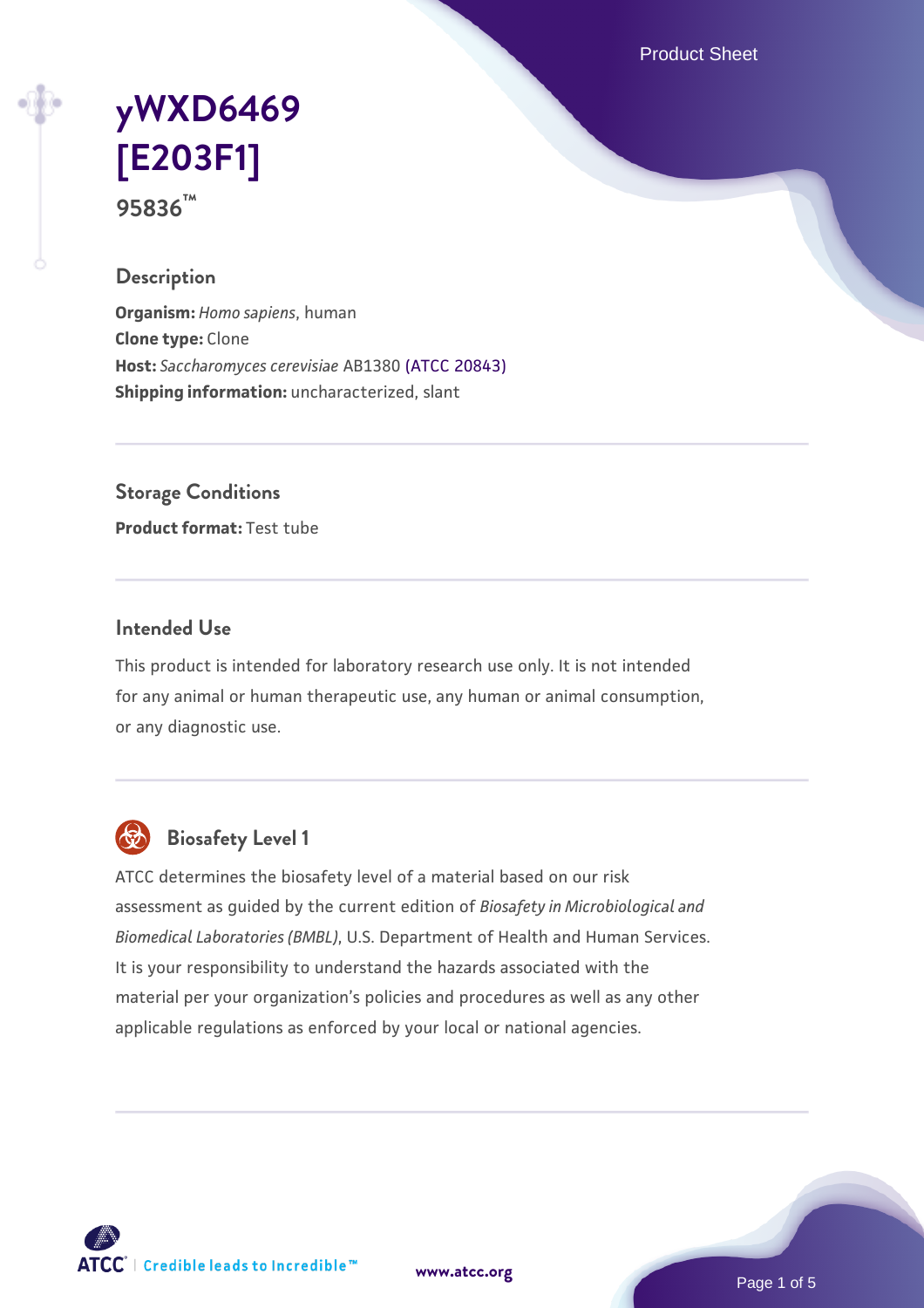# yWXD6469 [E203F1]

**95836™**

## Description

**Organism:** *Homo sapiens*, human
**Clone type:** Clone
**Host:** *Saccharomyces cerevisiae* AB1380 (ATCC 20843)
**Shipping information:** uncharacterized, slant

## Storage Conditions

**Product format:** Test tube

## Intended Use

This product is intended for laboratory research use only. It is not intended for any animal or human therapeutic use, any human or animal consumption, or any diagnostic use.

## Biosafety Level 1

ATCC determines the biosafety level of a material based on our risk assessment as guided by the current edition of *Biosafety in Microbiological and Biomedical Laboratories (BMBL)*, U.S. Department of Health and Human Services. It is your responsibility to understand the hazards associated with the material per your organization's policies and procedures as well as any other applicable regulations as enforced by your local or national agencies.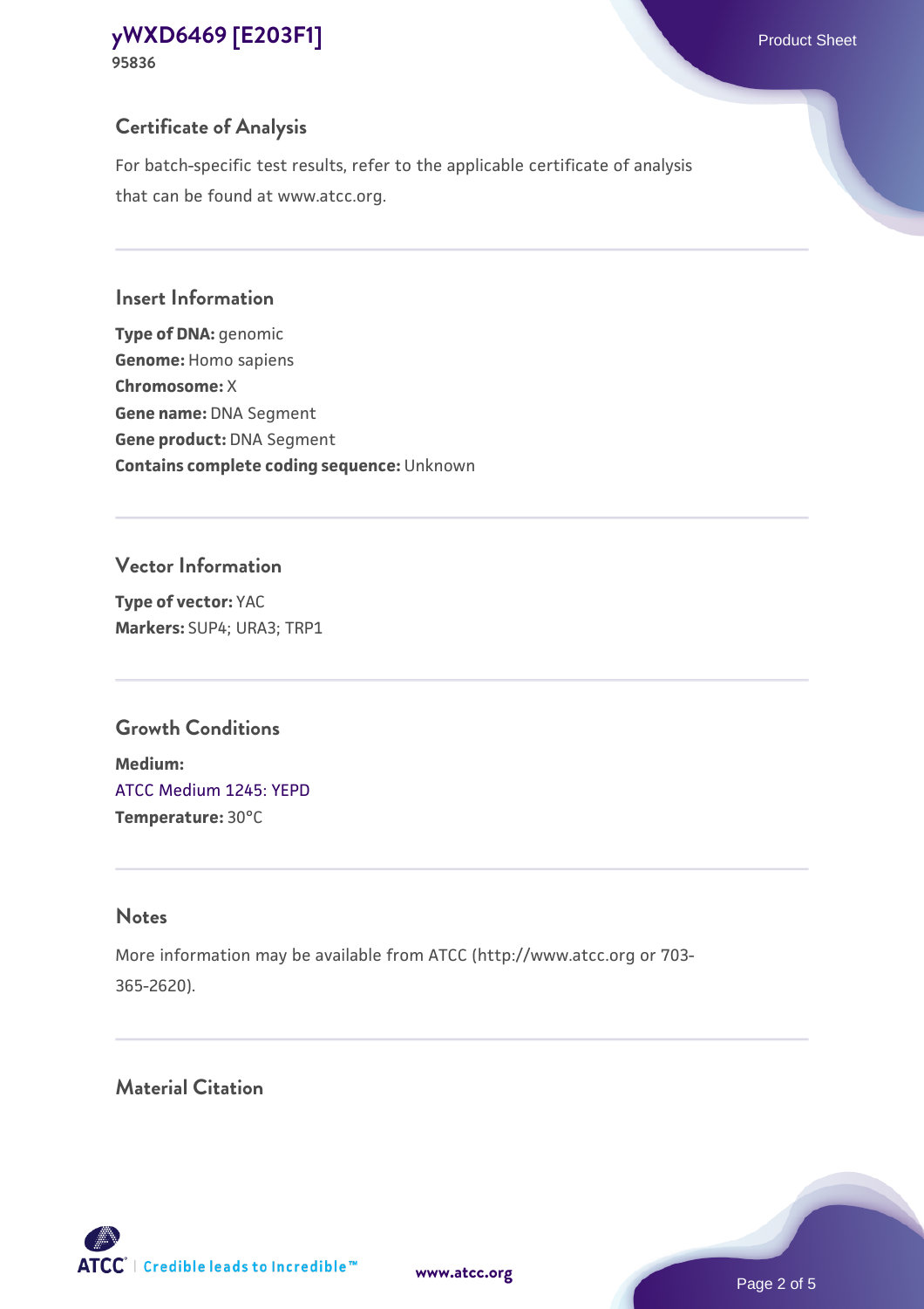## Certificate of Analysis

For batch-specific test results, refer to the applicable certificate of analysis that can be found at www.atcc.org.

## Insert Information

**Type of DNA:** genomic
**Genome:** Homo sapiens
**Chromosome:** X
**Gene name:** DNA Segment
**Gene product:** DNA Segment
**Contains complete coding sequence:** Unknown

## Vector Information

**Type of vector:** YAC
**Markers:** SUP4; URA3; TRP1

## Growth Conditions

**Medium:**
ATCC Medium 1245: YEPD
**Temperature:** 30°C

## Notes

More information may be available from ATCC (http://www.atcc.org or 703-365-2620).

## Material Citation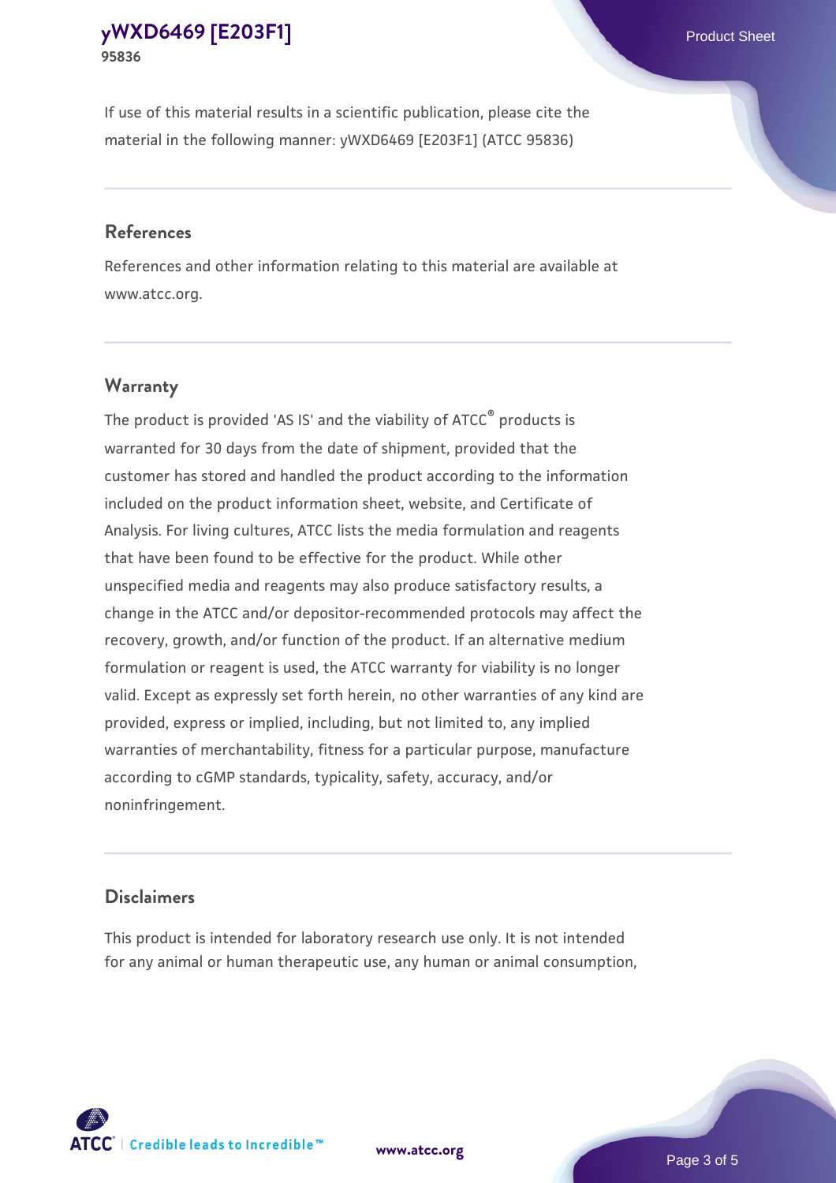If use of this material results in a scientific publication, please cite the material in the following manner: yWXD6469 [E203F1] (ATCC 95836)

## References

References and other information relating to this material are available at www.atcc.org.

## Warranty

The product is provided 'AS IS' and the viability of ATCC® products is warranted for 30 days from the date of shipment, provided that the customer has stored and handled the product according to the information included on the product information sheet, website, and Certificate of Analysis. For living cultures, ATCC lists the media formulation and reagents that have been found to be effective for the product. While other unspecified media and reagents may also produce satisfactory results, a change in the ATCC and/or depositor-recommended protocols may affect the recovery, growth, and/or function of the product. If an alternative medium formulation or reagent is used, the ATCC warranty for viability is no longer valid. Except as expressly set forth herein, no other warranties of any kind are provided, express or implied, including, but not limited to, any implied warranties of merchantability, fitness for a particular purpose, manufacture according to cGMP standards, typicality, safety, accuracy, and/or noninfringement.

## Disclaimers

This product is intended for laboratory research use only. It is not intended for any animal or human therapeutic use, any human or animal consumption,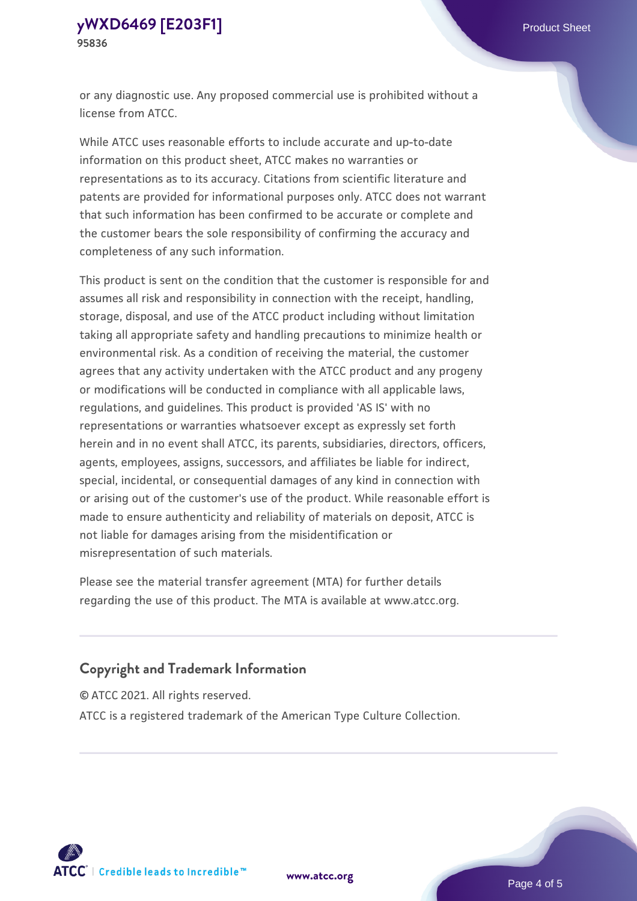or any diagnostic use. Any proposed commercial use is prohibited without a license from ATCC.

While ATCC uses reasonable efforts to include accurate and up-to-date information on this product sheet, ATCC makes no warranties or representations as to its accuracy. Citations from scientific literature and patents are provided for informational purposes only. ATCC does not warrant that such information has been confirmed to be accurate or complete and the customer bears the sole responsibility of confirming the accuracy and completeness of any such information.

This product is sent on the condition that the customer is responsible for and assumes all risk and responsibility in connection with the receipt, handling, storage, disposal, and use of the ATCC product including without limitation taking all appropriate safety and handling precautions to minimize health or environmental risk. As a condition of receiving the material, the customer agrees that any activity undertaken with the ATCC product and any progeny or modifications will be conducted in compliance with all applicable laws, regulations, and guidelines. This product is provided 'AS IS' with no representations or warranties whatsoever except as expressly set forth herein and in no event shall ATCC, its parents, subsidiaries, directors, officers, agents, employees, assigns, successors, and affiliates be liable for indirect, special, incidental, or consequential damages of any kind in connection with or arising out of the customer's use of the product. While reasonable effort is made to ensure authenticity and reliability of materials on deposit, ATCC is not liable for damages arising from the misidentification or misrepresentation of such materials.

Please see the material transfer agreement (MTA) for further details regarding the use of this product. The MTA is available at www.atcc.org.

## Copyright and Trademark Information

© ATCC 2021. All rights reserved.

ATCC is a registered trademark of the American Type Culture Collection.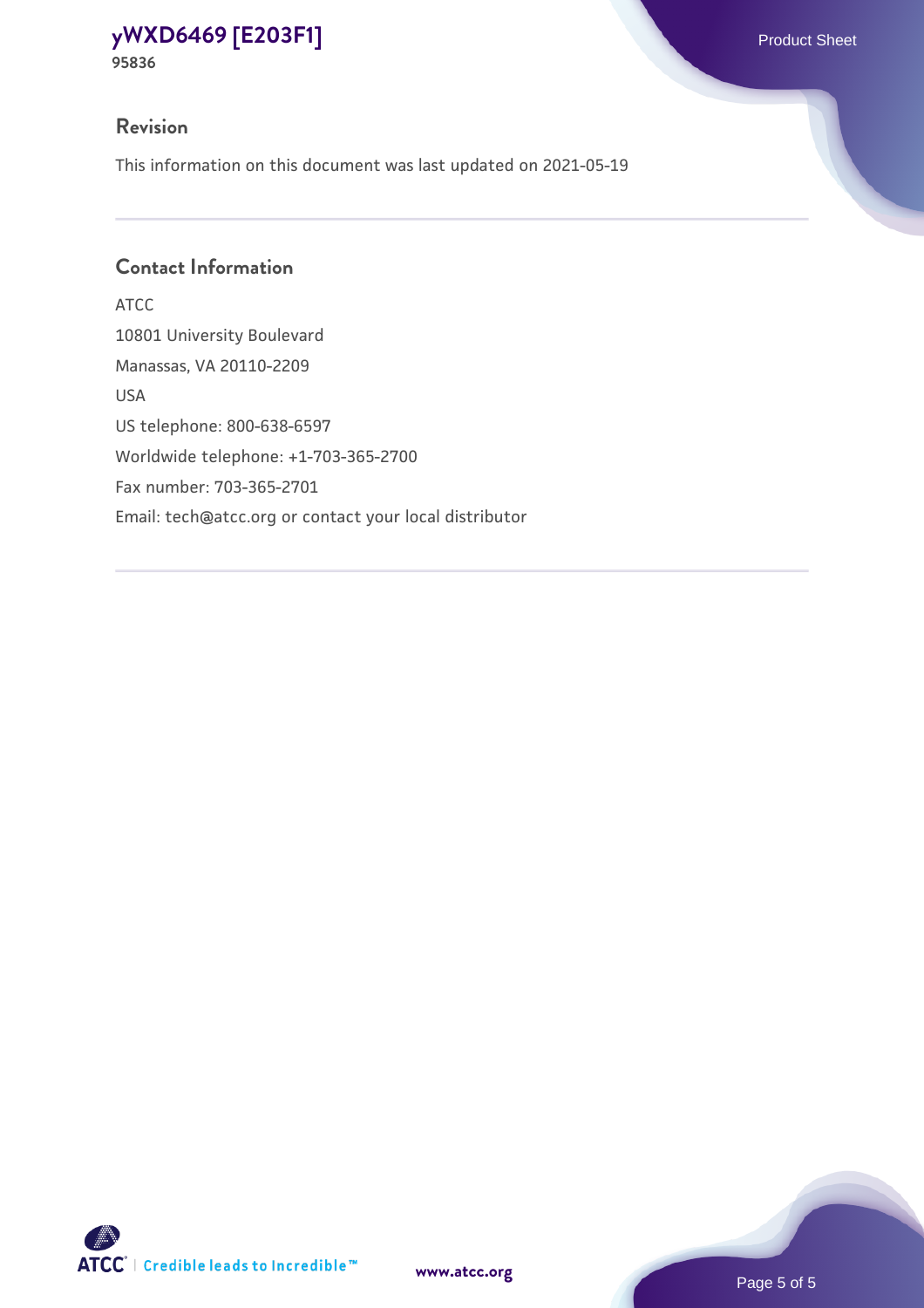## Revision

This information on this document was last updated on 2021-05-19

## Contact Information

ATCC
10801 University Boulevard
Manassas, VA 20110-2209
USA
US telephone: 800-638-6597
Worldwide telephone: +1-703-365-2700
Fax number: 703-365-2701
Email: tech@atcc.org or contact your local distributor